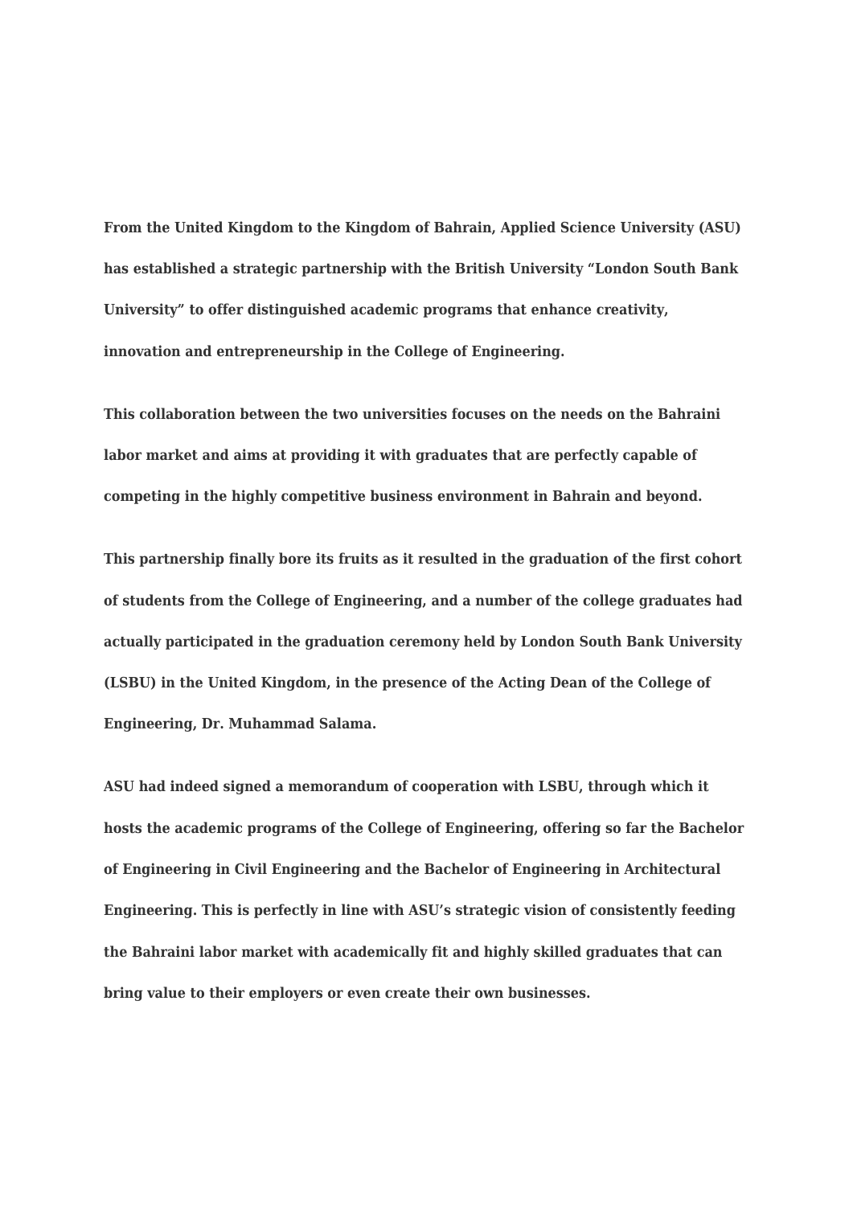**From the United Kingdom to the Kingdom of Bahrain, Applied Science University (ASU) has established a strategic partnership with the British University “London South Bank University” to offer distinguished academic programs that enhance creativity, innovation and entrepreneurship in the College of Engineering.**

**This collaboration between the two universities focuses on the needs on the Bahraini labor market and aims at providing it with graduates that are perfectly capable of competing in the highly competitive business environment in Bahrain and beyond.**

**This partnership finally bore its fruits as it resulted in the graduation of the first cohort of students from the College of Engineering, and a number of the college graduates had actually participated in the graduation ceremony held by London South Bank University (LSBU) in the United Kingdom, in the presence of the Acting Dean of the College of Engineering, Dr. Muhammad Salama.**

**ASU had indeed signed a memorandum of cooperation with LSBU, through which it hosts the academic programs of the College of Engineering, offering so far the Bachelor of Engineering in Civil Engineering and the Bachelor of Engineering in Architectural Engineering. This is perfectly in line with ASU’s strategic vision of consistently feeding the Bahraini labor market with academically fit and highly skilled graduates that can bring value to their employers or even create their own businesses.**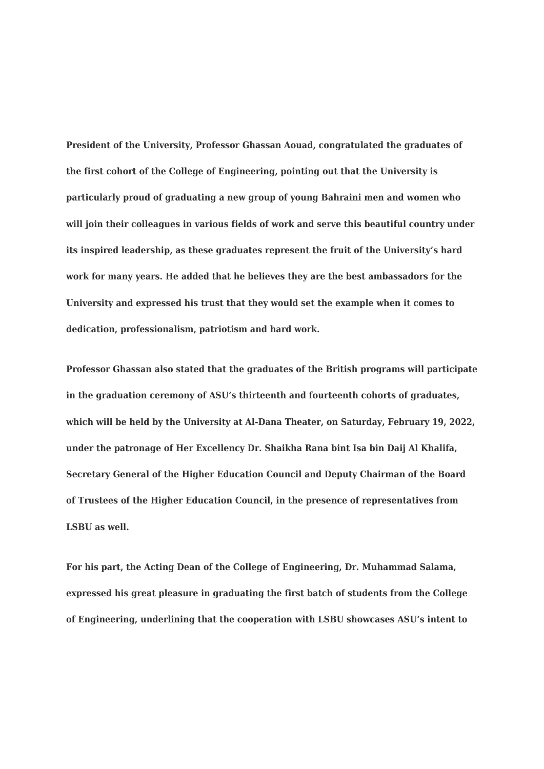**President of the University, Professor Ghassan Aouad, congratulated the graduates of the first cohort of the College of Engineering, pointing out that the University is particularly proud of graduating a new group of young Bahraini men and women who will join their colleagues in various fields of work and serve this beautiful country under its inspired leadership, as these graduates represent the fruit of the University's hard work for many years. He added that he believes they are the best ambassadors for the University and expressed his trust that they would set the example when it comes to dedication, professionalism, patriotism and hard work.**

**Professor Ghassan also stated that the graduates of the British programs will participate in the graduation ceremony of ASU's thirteenth and fourteenth cohorts of graduates, which will be held by the University at Al-Dana Theater, on Saturday, February 19, 2022, under the patronage of Her Excellency Dr. Shaikha Rana bint Isa bin Daij Al Khalifa, Secretary General of the Higher Education Council and Deputy Chairman of the Board of Trustees of the Higher Education Council, in the presence of representatives from LSBU as well.**

**For his part, the Acting Dean of the College of Engineering, Dr. Muhammad Salama, expressed his great pleasure in graduating the first batch of students from the College of Engineering, underlining that the cooperation with LSBU showcases ASU's intent to**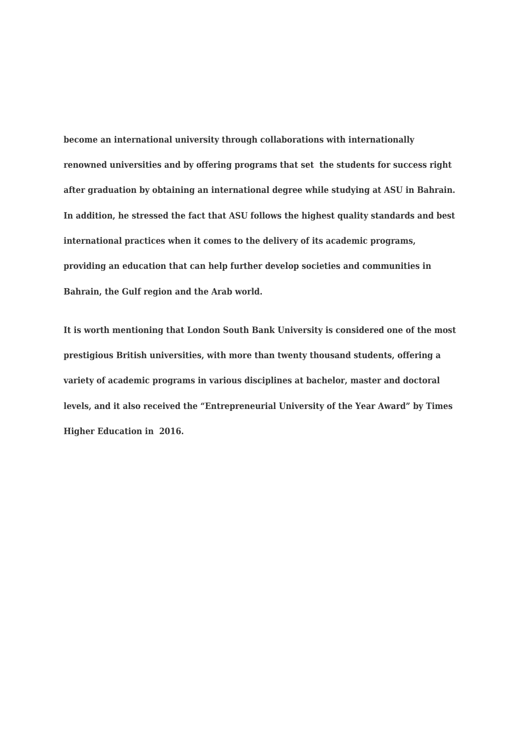**become an international university through collaborations with internationally renowned universities and by offering programs that set the students for success right after graduation by obtaining an international degree while studying at ASU in Bahrain. In addition, he stressed the fact that ASU follows the highest quality standards and best international practices when it comes to the delivery of its academic programs, providing an education that can help further develop societies and communities in Bahrain, the Gulf region and the Arab world.**

**It is worth mentioning that London South Bank University is considered one of the most prestigious British universities, with more than twenty thousand students, offering a variety of academic programs in various disciplines at bachelor, master and doctoral levels, and it also received the "Entrepreneurial University of the Year Award" by Times Higher Education in 2016.**